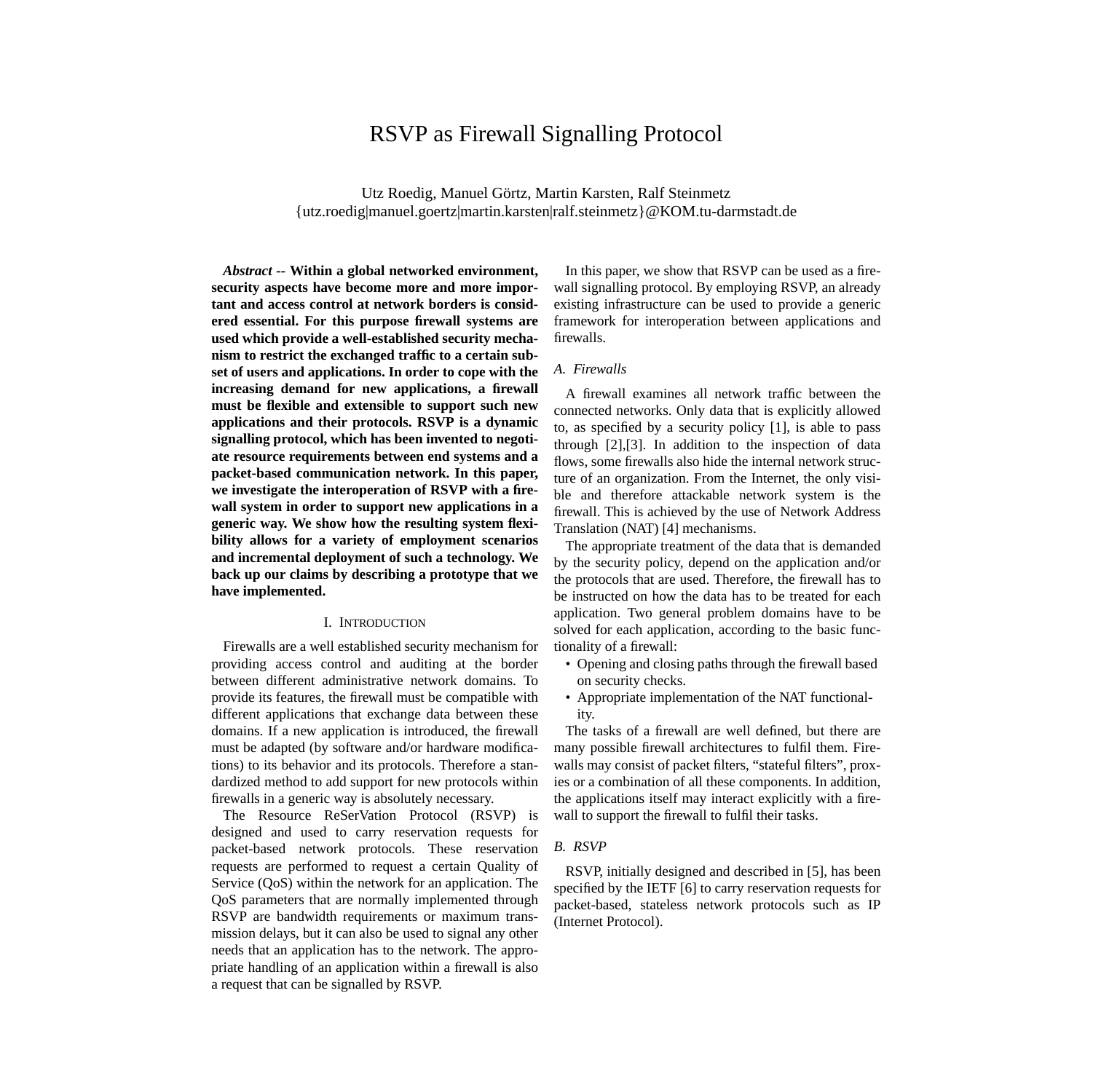// RSVP as Firewall Signalling Protocol

Utz Roedig, Manuel Görtz, Martin Karsten, Ralf Steinmetz
{utz.roedig|manuel.goertz|martin.karsten|ralf.steinmetz}@KOM.tu-darmstadt.de

***Abstract* -- Within a global networked environment, security aspects have become more and more important and access control at network borders is considered essential. For this purpose firewall systems are used which provide a well-established security mechanism to restrict the exchanged traffic to a certain subset of users and applications. In order to cope with the increasing demand for new applications, a firewall must be flexible and extensible to support such new applications and their protocols. RSVP is a dynamic signalling protocol, which has been invented to negotiate resource requirements between end systems and a packet-based communication network. In this paper, we investigate the interoperation of RSVP with a firewall system in order to support new applications in a generic way. We show how the resulting system flexibility allows for a variety of employment scenarios and incremental deployment of such a technology. We back up our claims by describing a prototype that we have implemented.**

## I. Introduction

Firewalls are a well established security mechanism for providing access control and auditing at the border between different administrative network domains. To provide its features, the firewall must be compatible with different applications that exchange data between these domains. If a new application is introduced, the firewall must be adapted (by software and/or hardware modifications) to its behavior and its protocols. Therefore a standardized method to add support for new protocols within firewalls in a generic way is absolutely necessary.

The Resource ReSerVation Protocol (RSVP) is designed and used to carry reservation requests for packet-based network protocols. These reservation requests are performed to request a certain Quality of Service (QoS) within the network for an application. The QoS parameters that are normally implemented through RSVP are bandwidth requirements or maximum transmission delays, but it can also be used to signal any other needs that an application has to the network. The appropriate handling of an application within a firewall is also a request that can be signalled by RSVP.

In this paper, we show that RSVP can be used as a firewall signalling protocol. By employing RSVP, an already existing infrastructure can be used to provide a generic framework for interoperation between applications and firewalls.

### A. Firewalls

A firewall examines all network traffic between the connected networks. Only data that is explicitly allowed to, as specified by a security policy [1], is able to pass through [2],[3]. In addition to the inspection of data flows, some firewalls also hide the internal network structure of an organization. From the Internet, the only visible and therefore attackable network system is the firewall. This is achieved by the use of Network Address Translation (NAT) [4] mechanisms.

The appropriate treatment of the data that is demanded by the security policy, depend on the application and/or the protocols that are used. Therefore, the firewall has to be instructed on how the data has to be treated for each application. Two general problem domains have to be solved for each application, according to the basic functionality of a firewall:

- Opening and closing paths through the firewall based on security checks.
- Appropriate implementation of the NAT functionality.

The tasks of a firewall are well defined, but there are many possible firewall architectures to fulfil them. Firewalls may consist of packet filters, "stateful filters", proxies or a combination of all these components. In addition, the applications itself may interact explicitly with a firewall to support the firewall to fulfil their tasks.

### B. RSVP

RSVP, initially designed and described in [5], has been specified by the IETF [6] to carry reservation requests for packet-based, stateless network protocols such as IP (Internet Protocol).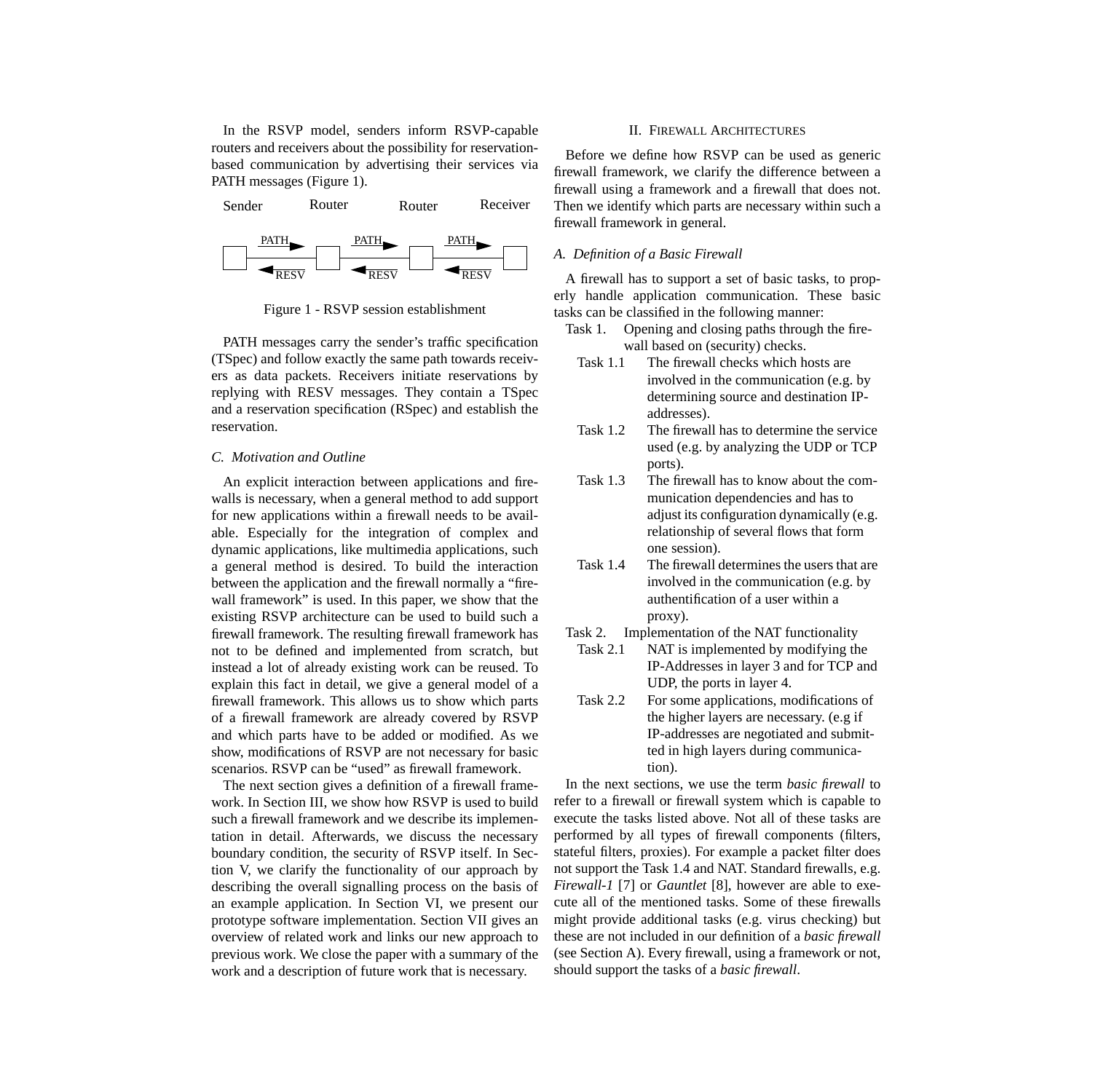In the RSVP model, senders inform RSVP-capable routers and receivers about the possibility for reservation-based communication by advertising their services via PATH messages (Figure 1).

Sender Router Router Receiver

PATH PATH PATH

RESV RESV RESV

Figure 1 - RSVP session establishment

PATH messages carry the sender's traffic specification (TSpec) and follow exactly the same path towards receivers as data packets. Receivers initiate reservations by replying with RESV messages. They contain a TSpec and a reservation specification (RSpec) and establish the reservation.

### C. Motivation and Outline

An explicit interaction between applications and firewalls is necessary, when a general method to add support for new applications within a firewall needs to be available. Especially for the integration of complex and dynamic applications, like multimedia applications, such a general method is desired. To build the interaction between the application and the firewall normally a "firewall framework" is used. In this paper, we show that the existing RSVP architecture can be used to build such a firewall framework. The resulting firewall framework has not to be defined and implemented from scratch, but instead a lot of already existing work can be reused. To explain this fact in detail, we give a general model of a firewall framework. This allows us to show which parts of a firewall framework are already covered by RSVP and which parts have to be added or modified. As we show, modifications of RSVP are not necessary for basic scenarios. RSVP can be "used" as firewall framework.

The next section gives a definition of a firewall framework. In Section III, we show how RSVP is used to build such a firewall framework and we describe its implementation in detail. Afterwards, we discuss the necessary boundary condition, the security of RSVP itself. In Section V, we clarify the functionality of our approach by describing the overall signalling process on the basis of an example application. In Section VI, we present our prototype software implementation. Section VII gives an overview of related work and links our new approach to previous work. We close the paper with a summary of the work and a description of future work that is necessary.

## II. Firewall Architectures

Before we define how RSVP can be used as generic firewall framework, we clarify the difference between a firewall using a framework and a firewall that does not. Then we identify which parts are necessary within such a firewall framework in general.

### A. Definition of a Basic Firewall

A firewall has to support a set of basic tasks, to properly handle application communication. These basic tasks can be classified in the following manner:

- Task 1. Opening and closing paths through the firewall based on (security) checks.
  - Task 1.1 The firewall checks which hosts are involved in the communication (e.g. by determining source and destination IP-addresses).
  - Task 1.2 The firewall has to determine the service used (e.g. by analyzing the UDP or TCP ports).
  - Task 1.3 The firewall has to know about the communication dependencies and has to adjust its configuration dynamically (e.g. relationship of several flows that form one session).
  - Task 1.4 The firewall determines the users that are involved in the communication (e.g. by authentification of a user within a proxy).
- Task 2. Implementation of the NAT functionality
  - Task 2.1 NAT is implemented by modifying the IP-Addresses in layer 3 and for TCP and UDP, the ports in layer 4.
  - Task 2.2 For some applications, modifications of the higher layers are necessary. (e.g if IP-addresses are negotiated and submitted in high layers during communication).

In the next sections, we use the term *basic firewall* to refer to a firewall or firewall system which is capable to execute the tasks listed above. Not all of these tasks are performed by all types of firewall components (filters, stateful filters, proxies). For example a packet filter does not support the Task 1.4 and NAT. Standard firewalls, e.g. *Firewall-1* [7] or *Gauntlet* [8], however are able to execute all of the mentioned tasks. Some of these firewalls might provide additional tasks (e.g. virus checking) but these are not included in our definition of a *basic firewall* (see Section A). Every firewall, using a framework or not, should support the tasks of a *basic firewall*.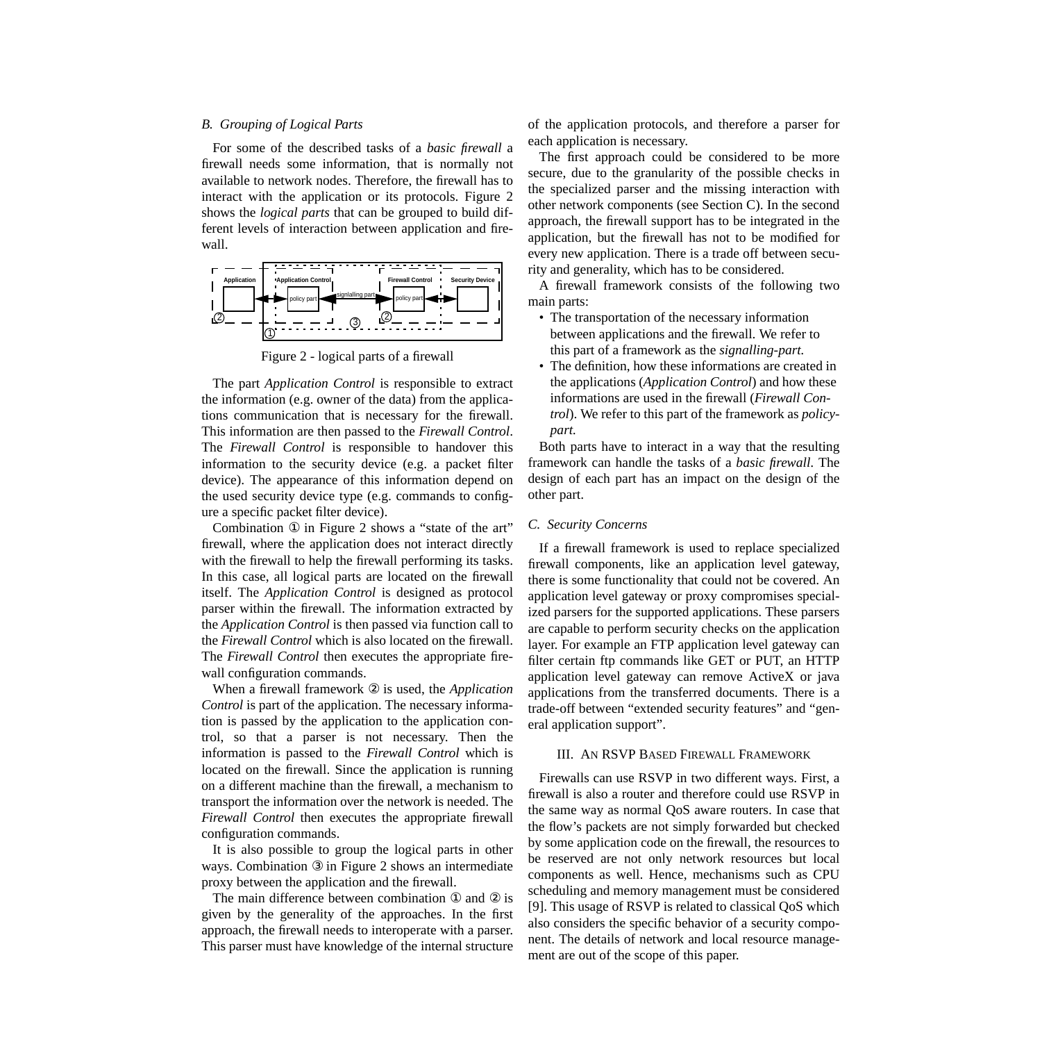### B. Grouping of Logical Parts

For some of the described tasks of a *basic firewall* a firewall needs some information, that is normally not available to network nodes. Therefore, the firewall has to interact with the application or its protocols. Figure 2 shows the *logical parts* that can be grouped to build different levels of interaction between application and firewall.

Application
Application Control
policy part
signalling part
Firewall Control
policy part
Security Device
②
③
②
①

Figure 2 - logical parts of a firewall

The part *Application Control* is responsible to extract the information (e.g. owner of the data) from the applications communication that is necessary for the firewall. This information are then passed to the *Firewall Control*. The *Firewall Control* is responsible to handover this information to the security device (e.g. a packet filter device). The appearance of this information depend on the used security device type (e.g. commands to configure a specific packet filter device).

Combination ① in Figure 2 shows a "state of the art" firewall, where the application does not interact directly with the firewall to help the firewall performing its tasks. In this case, all logical parts are located on the firewall itself. The *Application Control* is designed as protocol parser within the firewall. The information extracted by the *Application Control* is then passed via function call to the *Firewall Control* which is also located on the firewall. The *Firewall Control* then executes the appropriate firewall configuration commands.

When a firewall framework ② is used, the *Application Control* is part of the application. The necessary information is passed by the application to the application control, so that a parser is not necessary. Then the information is passed to the *Firewall Control* which is located on the firewall. Since the application is running on a different machine than the firewall, a mechanism to transport the information over the network is needed. The *Firewall Control* then executes the appropriate firewall configuration commands.

It is also possible to group the logical parts in other ways. Combination ③ in Figure 2 shows an intermediate proxy between the application and the firewall.

The main difference between combination ① and ② is given by the generality of the approaches. In the first approach, the firewall needs to interoperate with a parser. This parser must have knowledge of the internal structure of the application protocols, and therefore a parser for each application is necessary.

The first approach could be considered to be more secure, due to the granularity of the possible checks in the specialized parser and the missing interaction with other network components (see Section C). In the second approach, the firewall support has to be integrated in the application, but the firewall has not to be modified for every new application. There is a trade off between security and generality, which has to be considered.

A firewall framework consists of the following two main parts:

- The transportation of the necessary information between applications and the firewall. We refer to this part of a framework as the *signalling-part.*
- The definition, how these informations are created in the applications (*Application Control*) and how these informations are used in the firewall (*Firewall Control*). We refer to this part of the framework as *policy-part.*

Both parts have to interact in a way that the resulting framework can handle the tasks of a *basic firewall*. The design of each part has an impact on the design of the other part.

### C. Security Concerns

If a firewall framework is used to replace specialized firewall components, like an application level gateway, there is some functionality that could not be covered. An application level gateway or proxy compromises specialized parsers for the supported applications. These parsers are capable to perform security checks on the application layer. For example an FTP application level gateway can filter certain ftp commands like GET or PUT, an HTTP application level gateway can remove ActiveX or java applications from the transferred documents. There is a trade-off between "extended security features" and "general application support".

## III. An RSVP Based Firewall Framework

Firewalls can use RSVP in two different ways. First, a firewall is also a router and therefore could use RSVP in the same way as normal QoS aware routers. In case that the flow's packets are not simply forwarded but checked by some application code on the firewall, the resources to be reserved are not only network resources but local components as well. Hence, mechanisms such as CPU scheduling and memory management must be considered [9]. This usage of RSVP is related to classical QoS which also considers the specific behavior of a security component. The details of network and local resource management are out of the scope of this paper.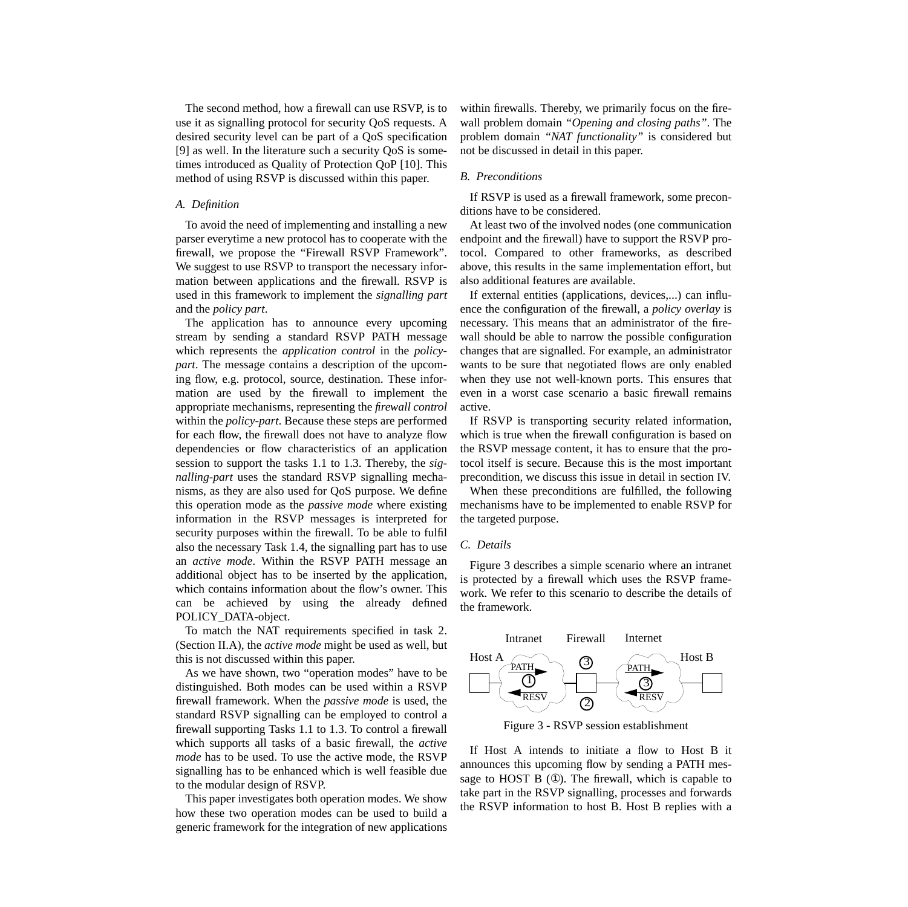The second method, how a firewall can use RSVP, is to use it as signalling protocol for security QoS requests. A desired security level can be part of a QoS specification [9] as well. In the literature such a security QoS is sometimes introduced as Quality of Protection QoP [10]. This method of using RSVP is discussed within this paper.

### A. Definition

To avoid the need of implementing and installing a new parser everytime a new protocol has to cooperate with the firewall, we propose the "Firewall RSVP Framework". We suggest to use RSVP to transport the necessary information between applications and the firewall. RSVP is used in this framework to implement the *signalling part* and the *policy part*.

The application has to announce every upcoming stream by sending a standard RSVP PATH message which represents the *application control* in the *policy-part*. The message contains a description of the upcoming flow, e.g. protocol, source, destination. These information are used by the firewall to implement the appropriate mechanisms, representing the *firewall control* within the *policy-part*. Because these steps are performed for each flow, the firewall does not have to analyze flow dependencies or flow characteristics of an application session to support the tasks 1.1 to 1.3. Thereby, the *signalling-part* uses the standard RSVP signalling mechanisms, as they are also used for QoS purpose. We define this operation mode as the *passive mode* where existing information in the RSVP messages is interpreted for security purposes within the firewall. To be able to fulfil also the necessary Task 1.4, the signalling part has to use an *active mode*. Within the RSVP PATH message an additional object has to be inserted by the application, which contains information about the flow's owner. This can be achieved by using the already defined POLICY_DATA-object.

To match the NAT requirements specified in task 2. (Section II.A), the *active mode* might be used as well, but this is not discussed within this paper.

As we have shown, two "operation modes" have to be distinguished. Both modes can be used within a RSVP firewall framework. When the *passive mode* is used, the standard RSVP signalling can be employed to control a firewall supporting Tasks 1.1 to 1.3. To control a firewall which supports all tasks of a basic firewall, the *active mode* has to be used. To use the active mode, the RSVP signalling has to be enhanced which is well feasible due to the modular design of RSVP.

This paper investigates both operation modes. We show how these two operation modes can be used to build a generic framework for the integration of new applications within firewalls. Thereby, we primarily focus on the firewall problem domain *"Opening and closing paths"*. The problem domain *"NAT functionality"* is considered but not discussed in detail in this paper.

### B. Preconditions

If RSVP is used as a firewall framework, some preconditions have to be considered.

At least two of the involved nodes (one communication endpoint and the firewall) have to support the RSVP protocol. Compared to other frameworks, as described above, this results in the same implementation effort, but also additional features are available.

If external entities (applications, devices,...) can influence the configuration of the firewall, a *policy overlay* is necessary. This means that an administrator of the firewall should be able to narrow the possible configuration changes that are signalled. For example, an administrator wants to be sure that negotiated flows are only enabled when they use not well-known ports. This ensures that even in a worst case scenario a basic firewall remains active.

If RSVP is transporting security related information, which is true when the firewall configuration is based on the RSVP message content, it has to ensure that the protocol itself is secure. Because this is the most important precondition, we discuss this issue in detail in section IV.

When these preconditions are fulfilled, the following mechanisms have to be implemented to enable RSVP for the targeted purpose.

### C. Details

Figure 3 describes a simple scenario where an intranet is protected by a firewall which uses the RSVP framework. We refer to this scenario to describe the details of the framework.

Intranet
Firewall
Internet
Host A
Host B
PATH
RESV
①
②
③

Figure 3 - RSVP session establishment

If Host A intends to initiate a flow to Host B it announces this upcoming flow by sending a PATH message to HOST B (①). The firewall, which is capable to take part in the RSVP signalling, processes and forwards the RSVP information to host B. Host B replies with a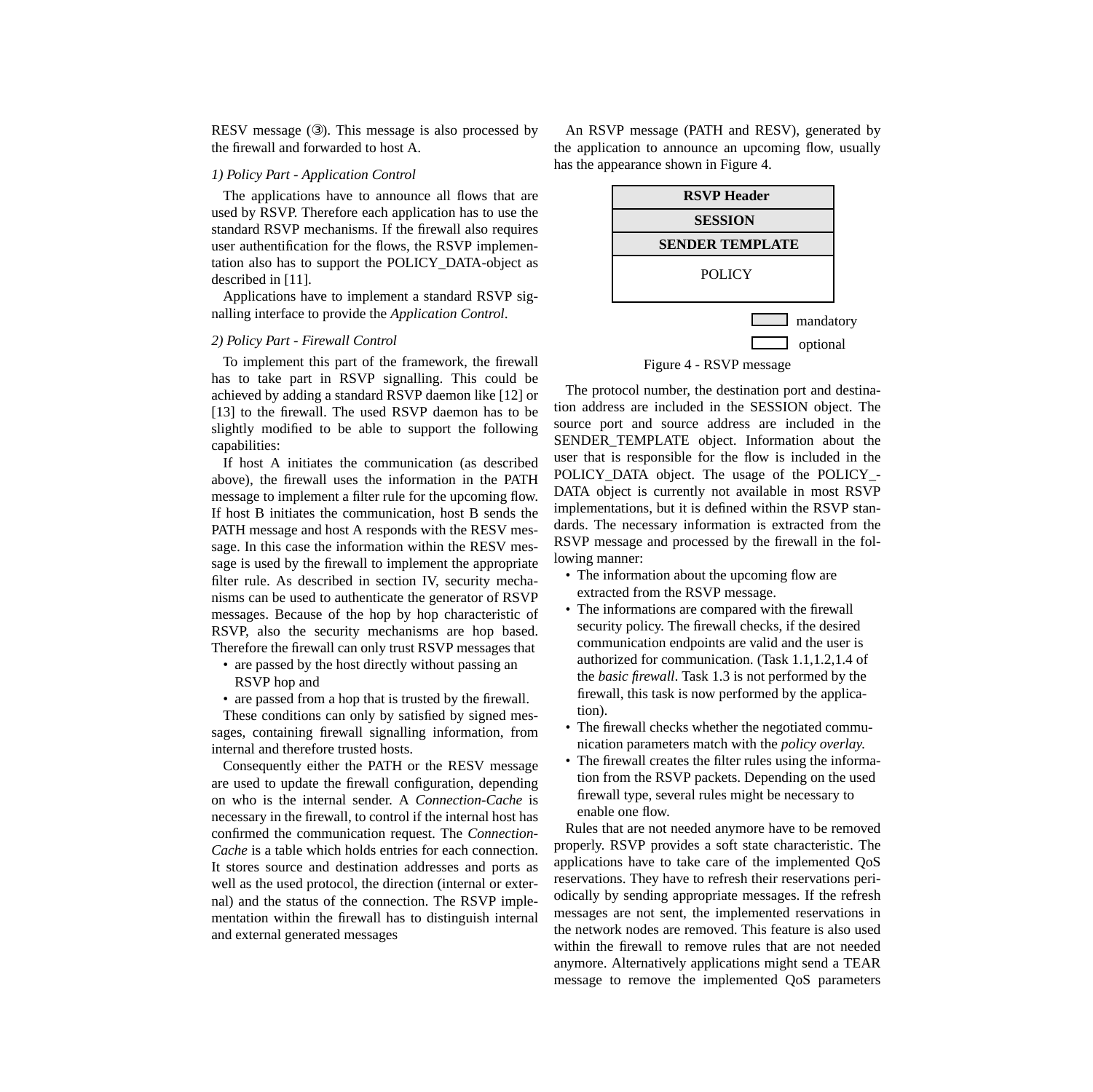RESV message (③). This message is also processed by the firewall and forwarded to host A.

### *1) Policy Part - Application Control*

The applications have to announce all flows that are used by RSVP. Therefore each application has to use the standard RSVP mechanisms. If the firewall also requires user authentification for the flows, the RSVP implementation also has to support the POLICY_DATA-object as described in [11].

Applications have to implement a standard RSVP signalling interface to provide the *Application Control*.

### *2) Policy Part - Firewall Control*

To implement this part of the framework, the firewall has to take part in RSVP signalling. This could be achieved by adding a standard RSVP daemon like [12] or [13] to the firewall. The used RSVP daemon has to be slightly modified to be able to support the following capabilities:

If host A initiates the communication (as described above), the firewall uses the information in the PATH message to implement a filter rule for the upcoming flow. If host B initiates the communication, host B sends the PATH message and host A responds with the RESV message. In this case the information within the RESV message is used by the firewall to implement the appropriate filter rule. As described in section IV, security mechanisms can be used to authenticate the generator of RSVP messages. Because of the hop by hop characteristic of RSVP, also the security mechanisms are hop based. Therefore the firewall can only trust RSVP messages that

- are passed by the host directly without passing an RSVP hop and
- are passed from a hop that is trusted by the firewall.

These conditions can only by satisfied by signed messages, containing firewall signalling information, from internal and therefore trusted hosts.

Consequently either the PATH or the RESV message are used to update the firewall configuration, depending on who is the internal sender. A *Connection-Cache* is necessary in the firewall, to control if the internal host has confirmed the communication request. The *Connection-Cache* is a table which holds entries for each connection. It stores source and destination addresses and ports as well as the used protocol, the direction (internal or external) and the status of the connection. The RSVP implementation within the firewall has to distinguish internal and external generated messages

An RSVP message (PATH and RESV), generated by the application to announce an upcoming flow, usually has the appearance shown in Figure 4.

**RSVP Header**

**SESSION**

**SENDER TEMPLATE**

POLICY

mandatory

optional

Figure 4 - RSVP message

The protocol number, the destination port and destination address are included in the SESSION object. The source port and source address are included in the SENDER_TEMPLATE object. Information about the user that is responsible for the flow is included in the POLICY_DATA object. The usage of the POLICY_-DATA object is currently not available in most RSVP implementations, but it is defined within the RSVP standards. The necessary information is extracted from the RSVP message and processed by the firewall in the following manner:

- The information about the upcoming flow are extracted from the RSVP message.
- The informations are compared with the firewall security policy. The firewall checks, if the desired communication endpoints are valid and the user is authorized for communication. (Task 1.1,1.2,1.4 of the *basic firewall*. Task 1.3 is not performed by the firewall, this task is now performed by the application).
- The firewall checks whether the negotiated communication parameters match with the *policy overlay.*
- The firewall creates the filter rules using the information from the RSVP packets. Depending on the used firewall type, several rules might be necessary to enable one flow.

Rules that are not needed anymore have to be removed properly. RSVP provides a soft state characteristic. The applications have to take care of the implemented QoS reservations. They have to refresh their reservations periodically by sending appropriate messages. If the refresh messages are not sent, the implemented reservations in the network nodes are removed. This feature is also used within the firewall to remove rules that are not needed anymore. Alternatively applications might send a TEAR message to remove the implemented QoS parameters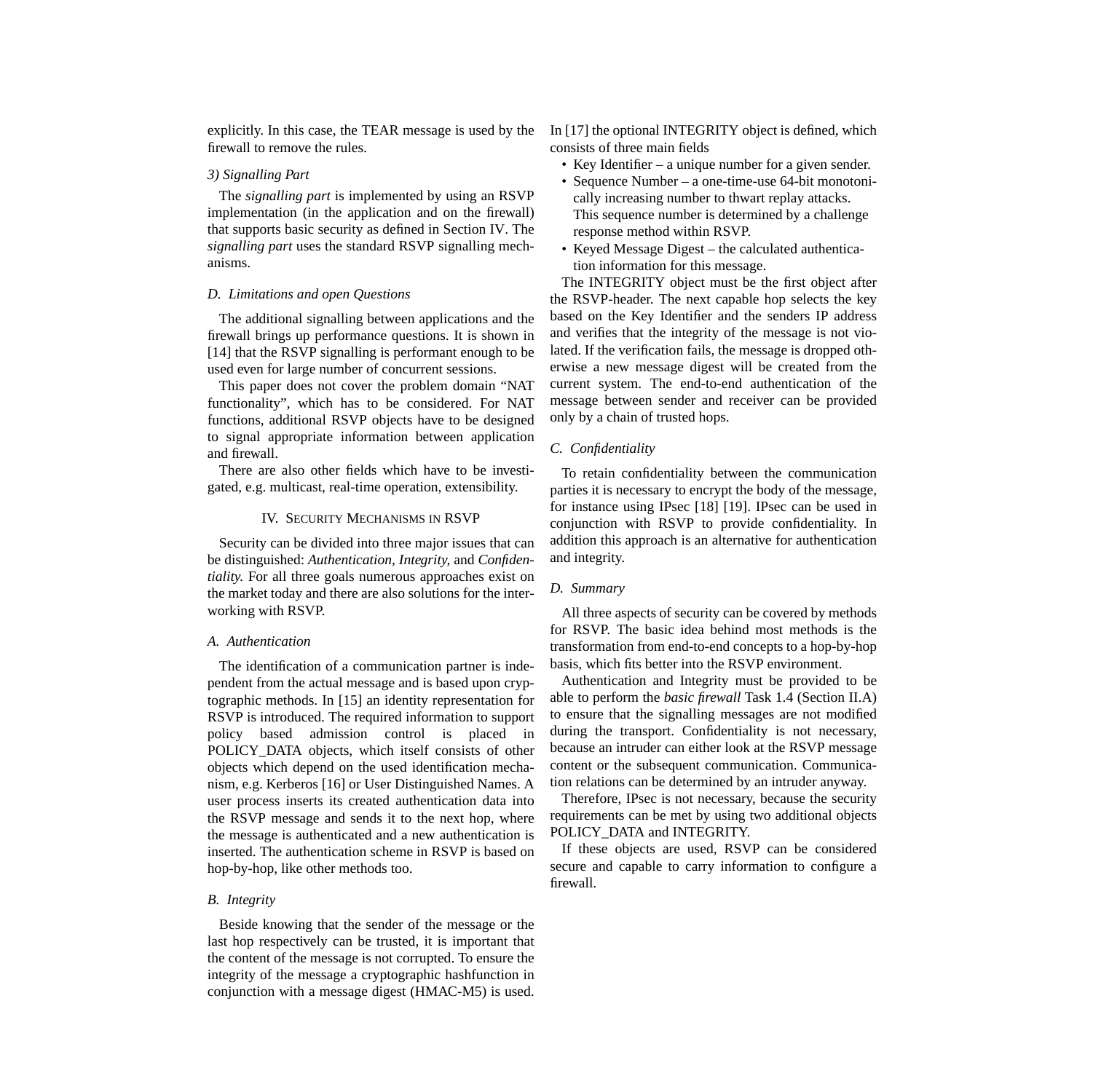explicitly. In this case, the TEAR message is used by the firewall to remove the rules.

#### 3) Signalling Part

The *signalling part* is implemented by using an RSVP implementation (in the application and on the firewall) that supports basic security as defined in Section IV. The *signalling part* uses the standard RSVP signalling mechanisms.

### D. Limitations and open Questions

The additional signalling between applications and the firewall brings up performance questions. It is shown in [14] that the RSVP signalling is performant enough to be used even for large number of concurrent sessions.

This paper does not cover the problem domain "NAT functionality", which has to be considered. For NAT functions, additional RSVP objects have to be designed to signal appropriate information between application and firewall.

There are also other fields which have to be investigated, e.g. multicast, real-time operation, extensibility.

## IV. Security Mechanisms in RSVP

Security can be divided into three major issues that can be distinguished: *Authentication, Integrity,* and *Confidentiality.* For all three goals numerous approaches exist on the market today and there are also solutions for the interworking with RSVP.

### A. Authentication

The identification of a communication partner is independent from the actual message and is based upon cryptographic methods. In [15] an identity representation for RSVP is introduced. The required information to support policy based admission control is placed in POLICY_DATA objects, which itself consists of other objects which depend on the used identification mechanism, e.g. Kerberos [16] or User Distinguished Names. A user process inserts its created authentication data into the RSVP message and sends it to the next hop, where the message is authenticated and a new authentication is inserted. The authentication scheme in RSVP is based on hop-by-hop, like other methods too.

### B. Integrity

Beside knowing that the sender of the message or the last hop respectively can be trusted, it is important that the content of the message is not corrupted. To ensure the integrity of the message a cryptographic hashfunction in conjunction with a message digest (HMAC-M5) is used. In [17] the optional INTEGRITY object is defined, which consists of three main fields

- Key Identifier – a unique number for a given sender.
- Sequence Number – a one-time-use 64-bit monotonically increasing number to thwart replay attacks. This sequence number is determined by a challenge response method within RSVP.
- Keyed Message Digest – the calculated authentication information for this message.

The INTEGRITY object must be the first object after the RSVP-header. The next capable hop selects the key based on the Key Identifier and the senders IP address and verifies that the integrity of the message is not violated. If the verification fails, the message is dropped otherwise a new message digest will be created from the current system. The end-to-end authentication of the message between sender and receiver can be provided only by a chain of trusted hops.

### C. Confidentiality

To retain confidentiality between the communication parties it is necessary to encrypt the body of the message, for instance using IPsec [18] [19]. IPsec can be used in conjunction with RSVP to provide confidentiality. In addition this approach is an alternative for authentication and integrity.

### D. Summary

All three aspects of security can be covered by methods for RSVP. The basic idea behind most methods is the transformation from end-to-end concepts to a hop-by-hop basis, which fits better into the RSVP environment.

Authentication and Integrity must be provided to be able to perform the *basic firewall* Task 1.4 (Section II.A) to ensure that the signalling messages are not modified during the transport. Confidentiality is not necessary, because an intruder can either look at the RSVP message content or the subsequent communication. Communication relations can be determined by an intruder anyway.

Therefore, IPsec is not necessary, because the security requirements can be met by using two additional objects POLICY_DATA and INTEGRITY.

If these objects are used, RSVP can be considered secure and capable to carry information to configure a firewall.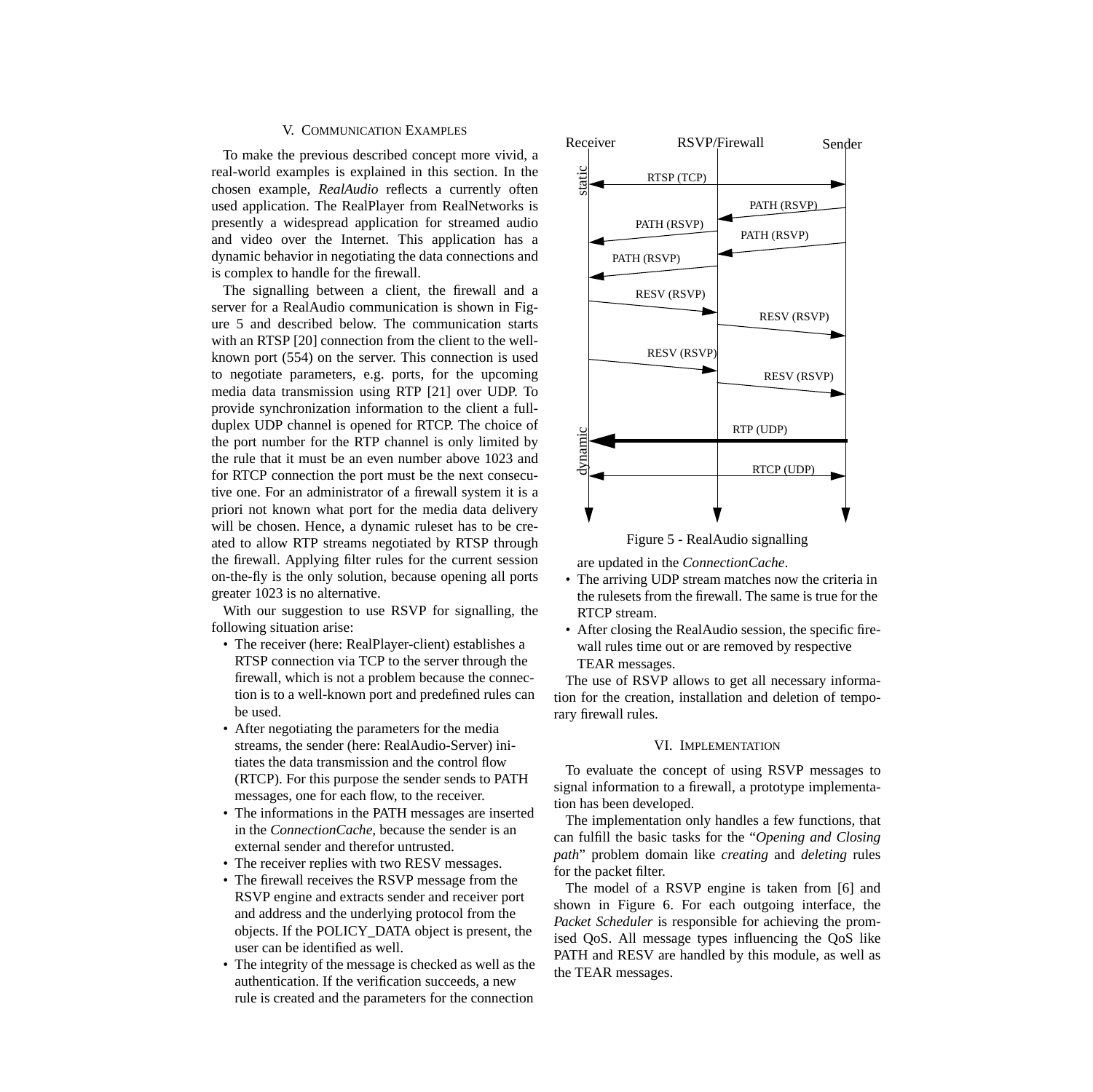## V. Communication Examples

To make the previous described concept more vivid, a real-world examples is explained in this section. In the chosen example, *RealAudio* reflects a currently often used application. The RealPlayer from RealNetworks is presently a widespread application for streamed audio and video over the Internet. This application has a dynamic behavior in negotiating the data connections and is complex to handle for the firewall.

The signalling between a client, the firewall and a server for a RealAudio communication is shown in Figure 5 and described below. The communication starts with an RTSP [20] connection from the client to the well-known port (554) on the server. This connection is used to negotiate parameters, e.g. ports, for the upcoming media data transmission using RTP [21] over UDP. To provide synchronization information to the client a full-duplex UDP channel is opened for RTCP. The choice of the port number for the RTP channel is only limited by the rule that it must be an even number above 1023 and for RTCP connection the port must be the next consecutive one. For an administrator of a firewall system it is a priori not known what port for the media data delivery will be chosen. Hence, a dynamic ruleset has to be created to allow RTP streams negotiated by RTSP through the firewall. Applying filter rules for the current session on-the-fly is the only solution, because opening all ports greater 1023 is no alternative.

With our suggestion to use RSVP for signalling, the following situation arise:

- The receiver (here: RealPlayer-client) establishes a RTSP connection via TCP to the server through the firewall, which is not a problem because the connection is to a well-known port and predefined rules can be used.
- After negotiating the parameters for the media streams, the sender (here: RealAudio-Server) initiates the data transmission and the control flow (RTCP). For this purpose the sender sends to PATH messages, one for each flow, to the receiver.
- The informations in the PATH messages are inserted in the *ConnectionCache*, because the sender is an external sender and therefor untrusted.
- The receiver replies with two RESV messages.
- The firewall receives the RSVP message from the RSVP engine and extracts sender and receiver port and address and the underlying protocol from the objects. If the POLICY_DATA object is present, the user can be identified as well.
- The integrity of the message is checked as well as the authentication. If the verification succeeds, a new rule is created and the parameters for the connection are updated in the *ConnectionCache*.
- The arriving UDP stream matches now the criteria in the rulesets from the firewall. The same is true for the RTCP stream.
- After closing the RealAudio session, the specific firewall rules time out or are removed by respective TEAR messages.

Receiver
RSVP/Firewall
Sender
static
RTSP (TCP)
PATH (RSVP)
PATH (RSVP)
PATH (RSVP)
PATH (RSVP)
RESV (RSVP)
RESV (RSVP)
RESV (RSVP)
RESV (RSVP)
dynamic
RTP (UDP)
RTCP (UDP)

Figure 5 - RealAudio signalling

The use of RSVP allows to get all necessary information for the creation, installation and deletion of temporary firewall rules.

## VI. Implementation

To evaluate the concept of using RSVP messages to signal information to a firewall, a prototype implementation has been developed.

The implementation only handles a few functions, that can fulfill the basic tasks for the "*Opening and Closing path*" problem domain like *creating* and *deleting* rules for the packet filter.

The model of a RSVP engine is taken from [6] and shown in Figure 6. For each outgoing interface, the *Packet Scheduler* is responsible for achieving the promised QoS. All message types influencing the QoS like PATH and RESV are handled by this module, as well as the TEAR messages.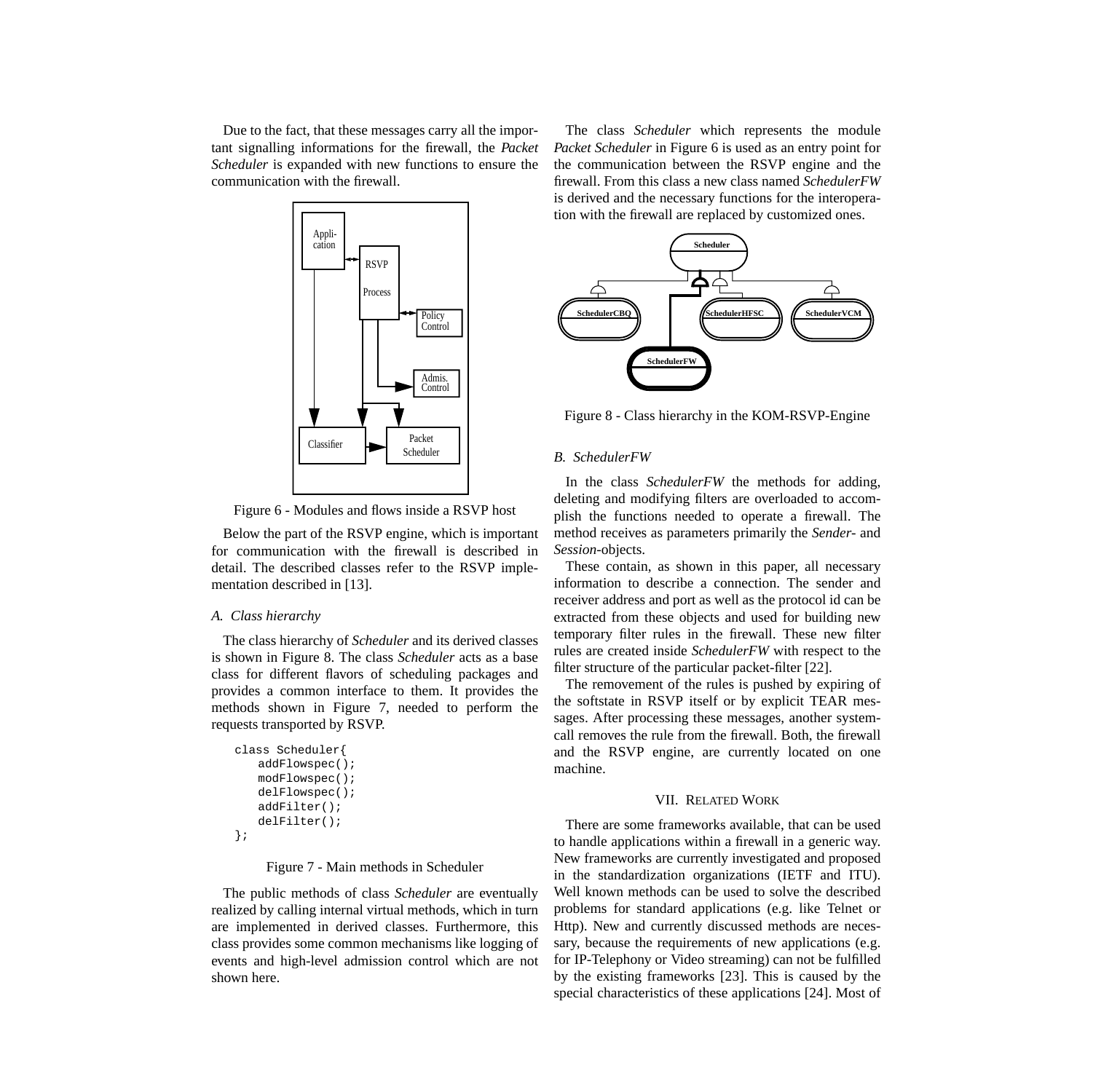Due to the fact, that these messages carry all the important signalling informations for the firewall, the *Packet Scheduler* is expanded with new functions to ensure the communication with the firewall.

Application
RSVP
Process
Policy Control
Admis. Control
Classifier
Packet Scheduler

Figure 6 - Modules and flows inside a RSVP host

Below the part of the RSVP engine, which is important for communication with the firewall is described in detail. The described classes refer to the RSVP implementation described in [13].

### A. Class hierarchy

The class hierarchy of *Scheduler* and its derived classes is shown in Figure 8. The class *Scheduler* acts as a base class for different flavors of scheduling packages and provides a common interface to them. It provides the methods shown in Figure 7, needed to perform the requests transported by RSVP.

```
class Scheduler{
    addFlowspec();
    modFlowspec();
    delFlowspec();
    addFilter();
    delFilter();
};
```

Figure 7 - Main methods in Scheduler

The public methods of class *Scheduler* are eventually realized by calling internal virtual methods, which in turn are implemented in derived classes. Furthermore, this class provides some common mechanisms like logging of events and high-level admission control which are not shown here.

The class *Scheduler* which represents the module *Packet Scheduler* in Figure 6 is used as an entry point for the communication between the RSVP engine and the firewall. From this class a new class named *SchedulerFW* is derived and the necessary functions for the interoperation with the firewall are replaced by customized ones.

Scheduler
SchedulerCBQ
SchedulerHFSC
SchedulerVCM
SchedulerFW

Figure 8 - Class hierarchy in the KOM-RSVP-Engine

### B. SchedulerFW

In the class *SchedulerFW* the methods for adding, deleting and modifying filters are overloaded to accomplish the functions needed to operate a firewall. The method receives as parameters primarily the *Sender*- and *Session*-objects.

These contain, as shown in this paper, all necessary information to describe a connection. The sender and receiver address and port as well as the protocol id can be extracted from these objects and used for building new temporary filter rules in the firewall. These new filter rules are created inside *SchedulerFW* with respect to the filter structure of the particular packet-filter [22].

The removement of the rules is pushed by expiring of the softstate in RSVP itself or by explicit TEAR messages. After processing these messages, another systemcall removes the rule from the firewall. Both, the firewall and the RSVP engine, are currently located on one machine.

## VII. Related Work

There are some frameworks available, that can be used to handle applications within a firewall in a generic way. New frameworks are currently investigated and proposed in the standardization organizations (IETF and ITU). Well known methods can be used to solve the described problems for standard applications (e.g. like Telnet or Http). New and currently discussed methods are necessary, because the requirements of new applications (e.g. for IP-Telephony or Video streaming) can not be fulfilled by the existing frameworks [23]. This is caused by the special characteristics of these applications [24]. Most of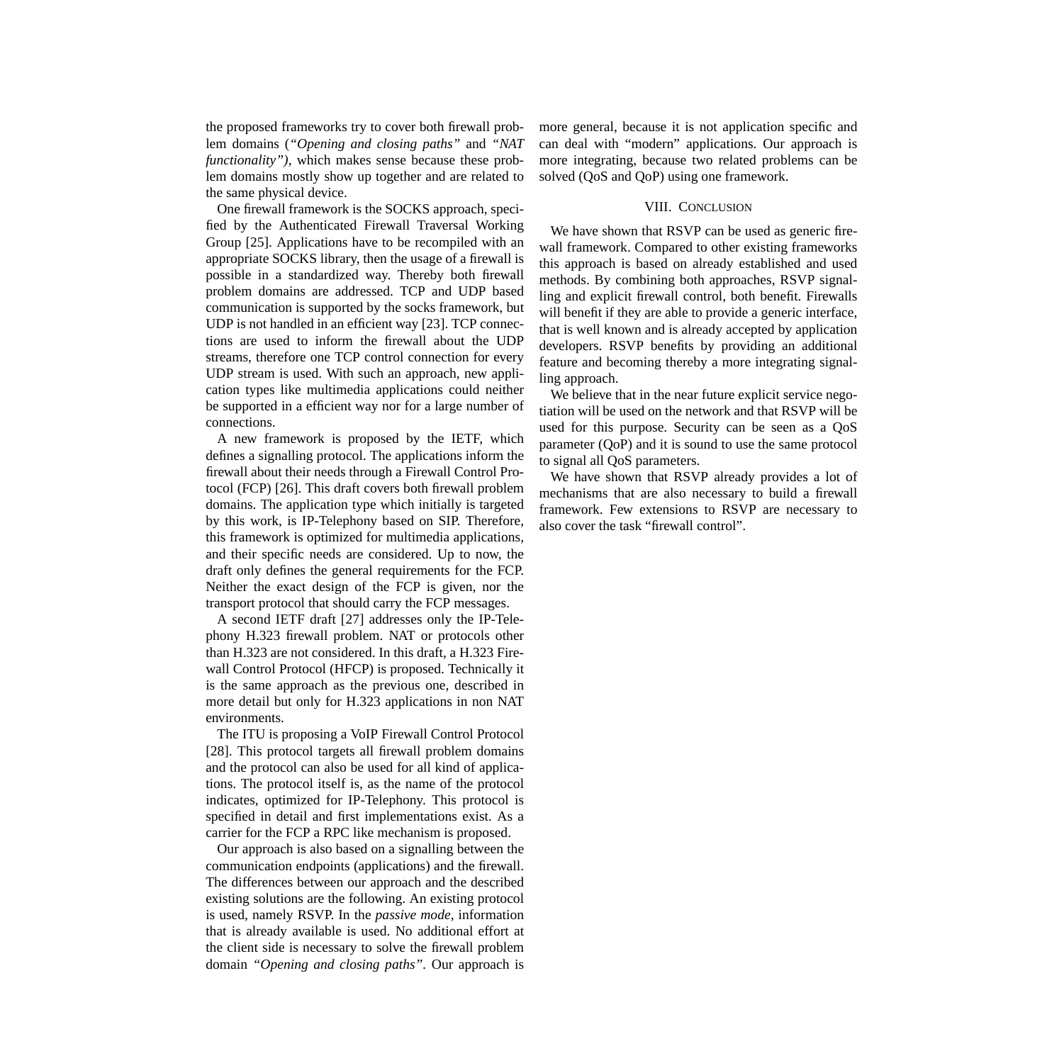the proposed frameworks try to cover both firewall problem domains (*"Opening and closing paths"* and *"NAT functionality")*, which makes sense because these problem domains mostly show up together and are related to the same physical device.

One firewall framework is the SOCKS approach, specified by the Authenticated Firewall Traversal Working Group [25]. Applications have to be recompiled with an appropriate SOCKS library, then the usage of a firewall is possible in a standardized way. Thereby both firewall problem domains are addressed. TCP and UDP based communication is supported by the socks framework, but UDP is not handled in an efficient way [23]. TCP connections are used to inform the firewall about the UDP streams, therefore one TCP control connection for every UDP stream is used. With such an approach, new application types like multimedia applications could neither be supported in a efficient way nor for a large number of connections.

A new framework is proposed by the IETF, which defines a signalling protocol. The applications inform the firewall about their needs through a Firewall Control Protocol (FCP) [26]. This draft covers both firewall problem domains. The application type which initially is targeted by this work, is IP-Telephony based on SIP. Therefore, this framework is optimized for multimedia applications, and their specific needs are considered. Up to now, the draft only defines the general requirements for the FCP. Neither the exact design of the FCP is given, nor the transport protocol that should carry the FCP messages.

A second IETF draft [27] addresses only the IP-Telephony H.323 firewall problem. NAT or protocols other than H.323 are not considered. In this draft, a H.323 Firewall Control Protocol (HFCP) is proposed. Technically it is the same approach as the previous one, described in more detail but only for H.323 applications in non NAT environments.

The ITU is proposing a VoIP Firewall Control Protocol [28]. This protocol targets all firewall problem domains and the protocol can also be used for all kind of applications. The protocol itself is, as the name of the protocol indicates, optimized for IP-Telephony. This protocol is specified in detail and first implementations exist. As a carrier for the FCP a RPC like mechanism is proposed.

Our approach is also based on a signalling between the communication endpoints (applications) and the firewall. The differences between our approach and the described existing solutions are the following. An existing protocol is used, namely RSVP. In the *passive mode*, information that is already available is used. No additional effort at the client side is necessary to solve the firewall problem domain *"Opening and closing paths"*. Our approach is more general, because it is not application specific and can deal with "modern" applications. Our approach is more integrating, because two related problems can be solved (QoS and QoP) using one framework.

## VIII. Conclusion

We have shown that RSVP can be used as generic firewall framework. Compared to other existing frameworks this approach is based on already established and used methods. By combining both approaches, RSVP signalling and explicit firewall control, both benefit. Firewalls will benefit if they are able to provide a generic interface, that is well known and is already accepted by application developers. RSVP benefits by providing an additional feature and becoming thereby a more integrating signalling approach.

We believe that in the near future explicit service negotiation will be used on the network and that RSVP will be used for this purpose. Security can be seen as a QoS parameter (QoP) and it is sound to use the same protocol to signal all QoS parameters.

We have shown that RSVP already provides a lot of mechanisms that are also necessary to build a firewall framework. Few extensions to RSVP are necessary to also cover the task "firewall control".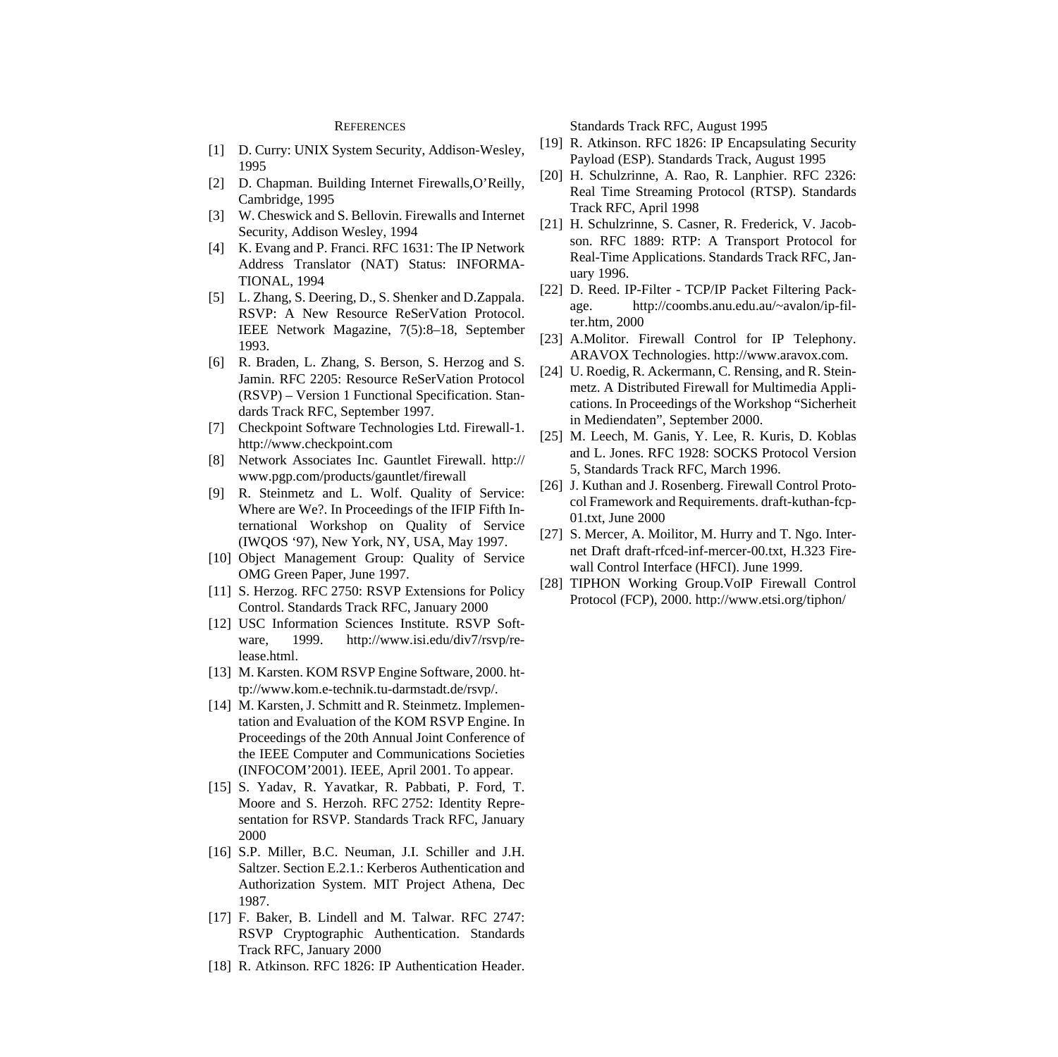## REFERENCES

[1] D. Curry: UNIX System Security, Addison-Wesley, 1995

[2] D. Chapman. Building Internet Firewalls,O'Reilly, Cambridge, 1995

[3] W. Cheswick and S. Bellovin. Firewalls and Internet Security, Addison Wesley, 1994

[4] K. Evang and P. Franci. RFC 1631: The IP Network Address Translator (NAT) Status: INFORMATIONAL, 1994

[5] L. Zhang, S. Deering, D., S. Shenker and D.Zappala. RSVP: A New Resource ReSerVation Protocol. IEEE Network Magazine, 7(5):8–18, September 1993.

[6] R. Braden, L. Zhang, S. Berson, S. Herzog and S. Jamin. RFC 2205: Resource ReSerVation Protocol (RSVP) – Version 1 Functional Specification. Standards Track RFC, September 1997.

[7] Checkpoint Software Technologies Ltd. Firewall-1. http://www.checkpoint.com

[8] Network Associates Inc. Gauntlet Firewall. http://www.pgp.com/products/gauntlet/firewall

[9] R. Steinmetz and L. Wolf. Quality of Service: Where are We?. In Proceedings of the IFIP Fifth International Workshop on Quality of Service (IWQOS '97), New York, NY, USA, May 1997.

[10] Object Management Group: Quality of Service OMG Green Paper, June 1997.

[11] S. Herzog. RFC 2750: RSVP Extensions for Policy Control. Standards Track RFC, January 2000

[12] USC Information Sciences Institute. RSVP Software, 1999. http://www.isi.edu/div7/rsvp/release.html.

[13] M. Karsten. KOM RSVP Engine Software, 2000. http://www.kom.e-technik.tu-darmstadt.de/rsvp/.

[14] M. Karsten, J. Schmitt and R. Steinmetz. Implementation and Evaluation of the KOM RSVP Engine. In Proceedings of the 20th Annual Joint Conference of the IEEE Computer and Communications Societies (INFOCOM'2001). IEEE, April 2001. To appear.

[15] S. Yadav, R. Yavatkar, R. Pabbati, P. Ford, T. Moore and S. Herzoh. RFC 2752: Identity Representation for RSVP. Standards Track RFC, January 2000

[16] S.P. Miller, B.C. Neuman, J.I. Schiller and J.H. Saltzer. Section E.2.1.: Kerberos Authentication and Authorization System. MIT Project Athena, Dec 1987.

[17] F. Baker, B. Lindell and M. Talwar. RFC 2747: RSVP Cryptographic Authentication. Standards Track RFC, January 2000

[18] R. Atkinson. RFC 1826: IP Authentication Header. Standards Track RFC, August 1995

[19] R. Atkinson. RFC 1826: IP Encapsulating Security Payload (ESP). Standards Track, August 1995

[20] H. Schulzrinne, A. Rao, R. Lanphier. RFC 2326: Real Time Streaming Protocol (RTSP). Standards Track RFC, April 1998

[21] H. Schulzrinne, S. Casner, R. Frederick, V. Jacobson. RFC 1889: RTP: A Transport Protocol for Real-Time Applications. Standards Track RFC, January 1996.

[22] D. Reed. IP-Filter - TCP/IP Packet Filtering Package. http://coombs.anu.edu.au/~avalon/ip-filter.htm, 2000

[23] A.Molitor. Firewall Control for IP Telephony. ARAVOX Technologies. http://www.aravox.com.

[24] U. Roedig, R. Ackermann, C. Rensing, and R. Steinmetz. A Distributed Firewall for Multimedia Applications. In Proceedings of the Workshop "Sicherheit in Mediendaten", September 2000.

[25] M. Leech, M. Ganis, Y. Lee, R. Kuris, D. Koblas and L. Jones. RFC 1928: SOCKS Protocol Version 5, Standards Track RFC, March 1996.

[26] J. Kuthan and J. Rosenberg. Firewall Control Protocol Framework and Requirements. draft-kuthan-fcp-01.txt, June 2000

[27] S. Mercer, A. Moilitor, M. Hurry and T. Ngo. Internet Draft draft-rfced-inf-mercer-00.txt, H.323 Firewall Control Interface (HFCI). June 1999.

[28] TIPHON Working Group.VoIP Firewall Control Protocol (FCP), 2000. http://www.etsi.org/tiphon/